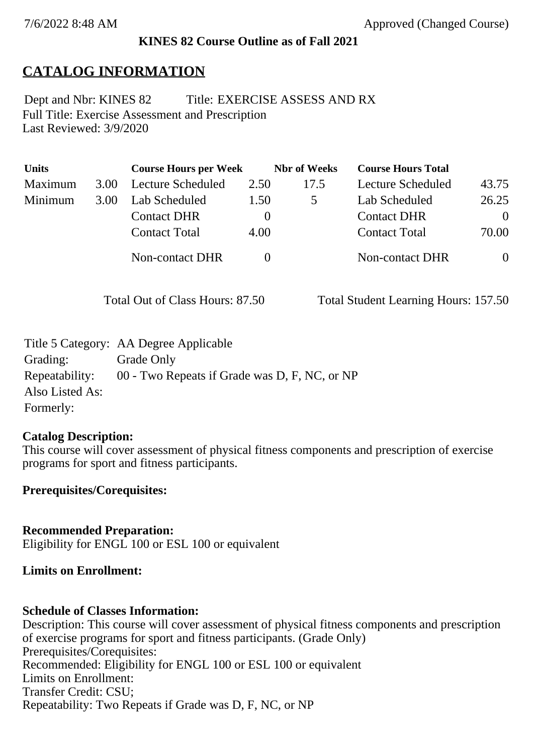7/6/2022 8:48 AM Approved (Changed Course)

**KINES 82 Course Outline as of Fall 2021**

# CATALOG INFORMATION

Dept and Nbr: KINES 82 Title: EXERCISE ASSESS AND RX
Full Title: Exercise Assessment and Prescription
Last Reviewed: 3/9/2020

| Units | | Course Hours per Week | | Nbr of Weeks | Course Hours Total | |
|---|---|---|---|---|---|---|
| Maximum | 3.00 | Lecture Scheduled | 2.50 | 17.5 | Lecture Scheduled | 43.75 |
| Minimum | 3.00 | Lab Scheduled | 1.50 | 5 | Lab Scheduled | 26.25 |
| | | Contact DHR | 0 | | Contact DHR | 0 |
| | | Contact Total | 4.00 | | Contact Total | 70.00 |
| | | Non-contact DHR | 0 | | Non-contact DHR | 0 |

Total Out of Class Hours: 87.50 Total Student Learning Hours: 157.50

Title 5 Category: AA Degree Applicable
Grading: Grade Only
Repeatability: 00 - Two Repeats if Grade was D, F, NC, or NP
Also Listed As:
Formerly:

**Catalog Description:**
This course will cover assessment of physical fitness components and prescription of exercise programs for sport and fitness participants.

**Prerequisites/Corequisites:**

**Recommended Preparation:**
Eligibility for ENGL 100 or ESL 100 or equivalent

**Limits on Enrollment:**

**Schedule of Classes Information:**
Description: This course will cover assessment of physical fitness components and prescription of exercise programs for sport and fitness participants. (Grade Only)
Prerequisites/Corequisites:
Recommended: Eligibility for ENGL 100 or ESL 100 or equivalent
Limits on Enrollment:
Transfer Credit: CSU;
Repeatability: Two Repeats if Grade was D, F, NC, or NP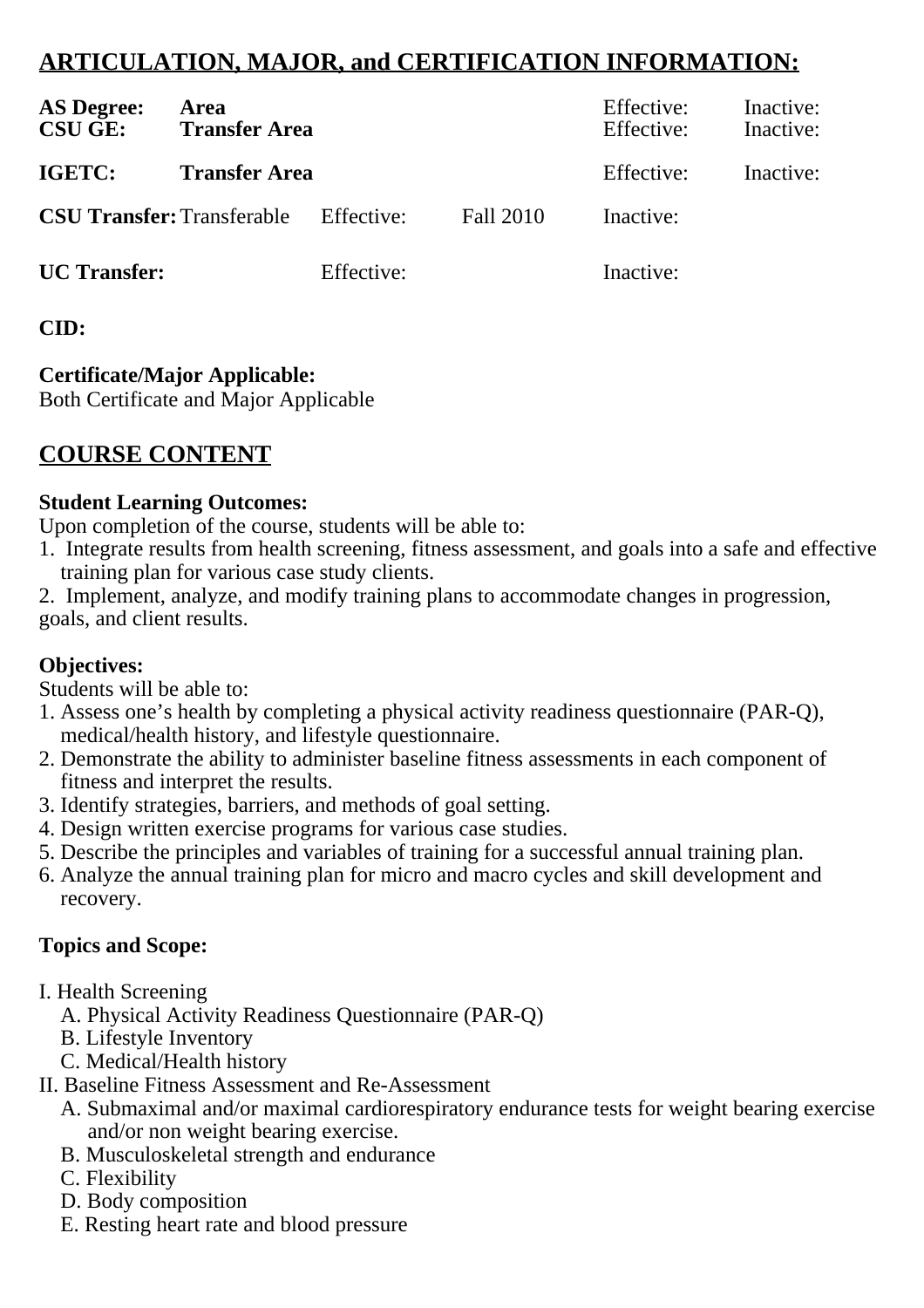## ARTICULATION, MAJOR, and CERTIFICATION INFORMATION:

| | | | | | |
|---|---|---|---|---|---|
| **AS Degree:** | **Area** | | | Effective: | Inactive: |
| **CSU GE:** | **Transfer Area** | | | Effective: | Inactive: |
| **IGETC:** | **Transfer Area** | | | Effective: | Inactive: |
| **CSU Transfer:** | Transferable | Effective: | Fall 2010 | Inactive: | |
| **UC Transfer:** | | Effective: | | Inactive: | |

**CID:**

**Certificate/Major Applicable:**
Both Certificate and Major Applicable

## COURSE CONTENT

**Student Learning Outcomes:**
Upon completion of the course, students will be able to:

1. Integrate results from health screening, fitness assessment, and goals into a safe and effective training plan for various case study clients.
2. Implement, analyze, and modify training plans to accommodate changes in progression, goals, and client results.

**Objectives:**
Students will be able to:

1. Assess one's health by completing a physical activity readiness questionnaire (PAR-Q), medical/health history, and lifestyle questionnaire.
2. Demonstrate the ability to administer baseline fitness assessments in each component of fitness and interpret the results.
3. Identify strategies, barriers, and methods of goal setting.
4. Design written exercise programs for various case studies.
5. Describe the principles and variables of training for a successful annual training plan.
6. Analyze the annual training plan for micro and macro cycles and skill development and recovery.

**Topics and Scope:**

I. Health Screening
   A. Physical Activity Readiness Questionnaire (PAR-Q)
   B. Lifestyle Inventory
   C. Medical/Health history
II. Baseline Fitness Assessment and Re-Assessment
   A. Submaximal and/or maximal cardiorespiratory endurance tests for weight bearing exercise and/or non weight bearing exercise.
   B. Musculoskeletal strength and endurance
   C. Flexibility
   D. Body composition
   E. Resting heart rate and blood pressure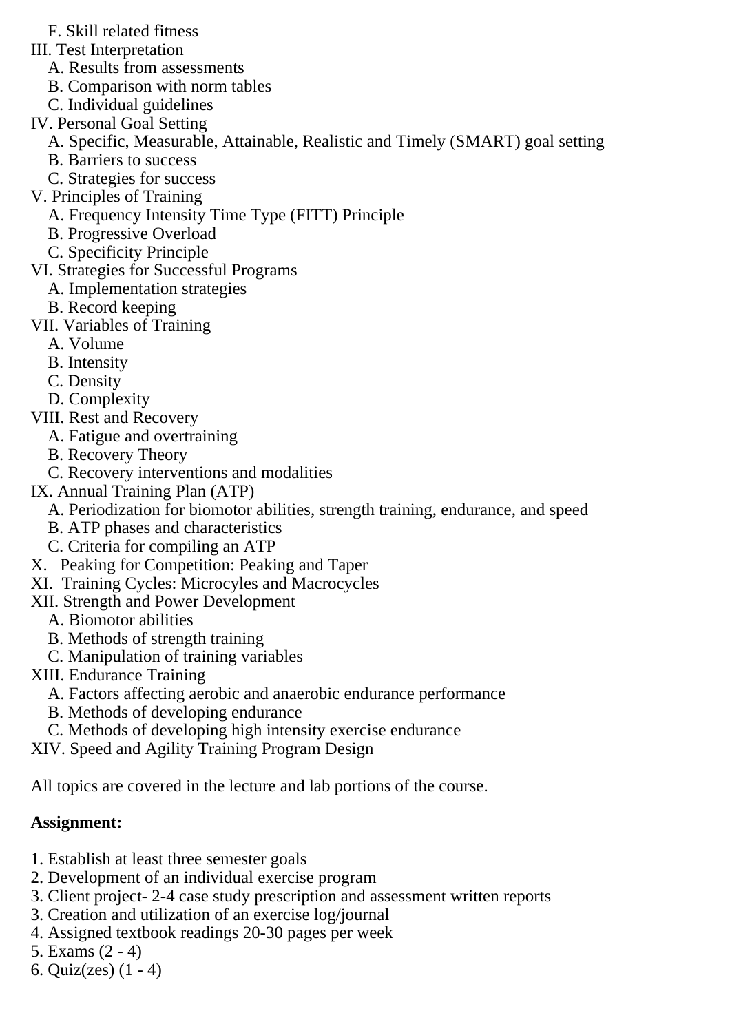F. Skill related fitness

III. Test Interpretation
   A. Results from assessments
   B. Comparison with norm tables
   C. Individual guidelines

IV. Personal Goal Setting
   A. Specific, Measurable, Attainable, Realistic and Timely (SMART) goal setting
   B. Barriers to success
   C. Strategies for success

V. Principles of Training
   A. Frequency Intensity Time Type (FITT) Principle
   B. Progressive Overload
   C. Specificity Principle

VI. Strategies for Successful Programs
   A. Implementation strategies
   B. Record keeping

VII. Variables of Training
   A. Volume
   B. Intensity
   C. Density
   D. Complexity

VIII. Rest and Recovery
   A. Fatigue and overtraining
   B. Recovery Theory
   C. Recovery interventions and modalities

IX. Annual Training Plan (ATP)
   A. Periodization for biomotor abilities, strength training, endurance, and speed
   B. ATP phases and characteristics
   C. Criteria for compiling an ATP

X. Peaking for Competition: Peaking and Taper

XI. Training Cycles: Microcyles and Macrocycles

XII. Strength and Power Development
   A. Biomotor abilities
   B. Methods of strength training
   C. Manipulation of training variables

XIII. Endurance Training
   A. Factors affecting aerobic and anaerobic endurance performance
   B. Methods of developing endurance
   C. Methods of developing high intensity exercise endurance

XIV. Speed and Agility Training Program Design

All topics are covered in the lecture and lab portions of the course.

**Assignment:**

1. Establish at least three semester goals
2. Development of an individual exercise program
3. Client project- 2-4 case study prescription and assessment written reports
3. Creation and utilization of an exercise log/journal
4. Assigned textbook readings 20-30 pages per week
5. Exams (2 - 4)
6. Quiz(zes) (1 - 4)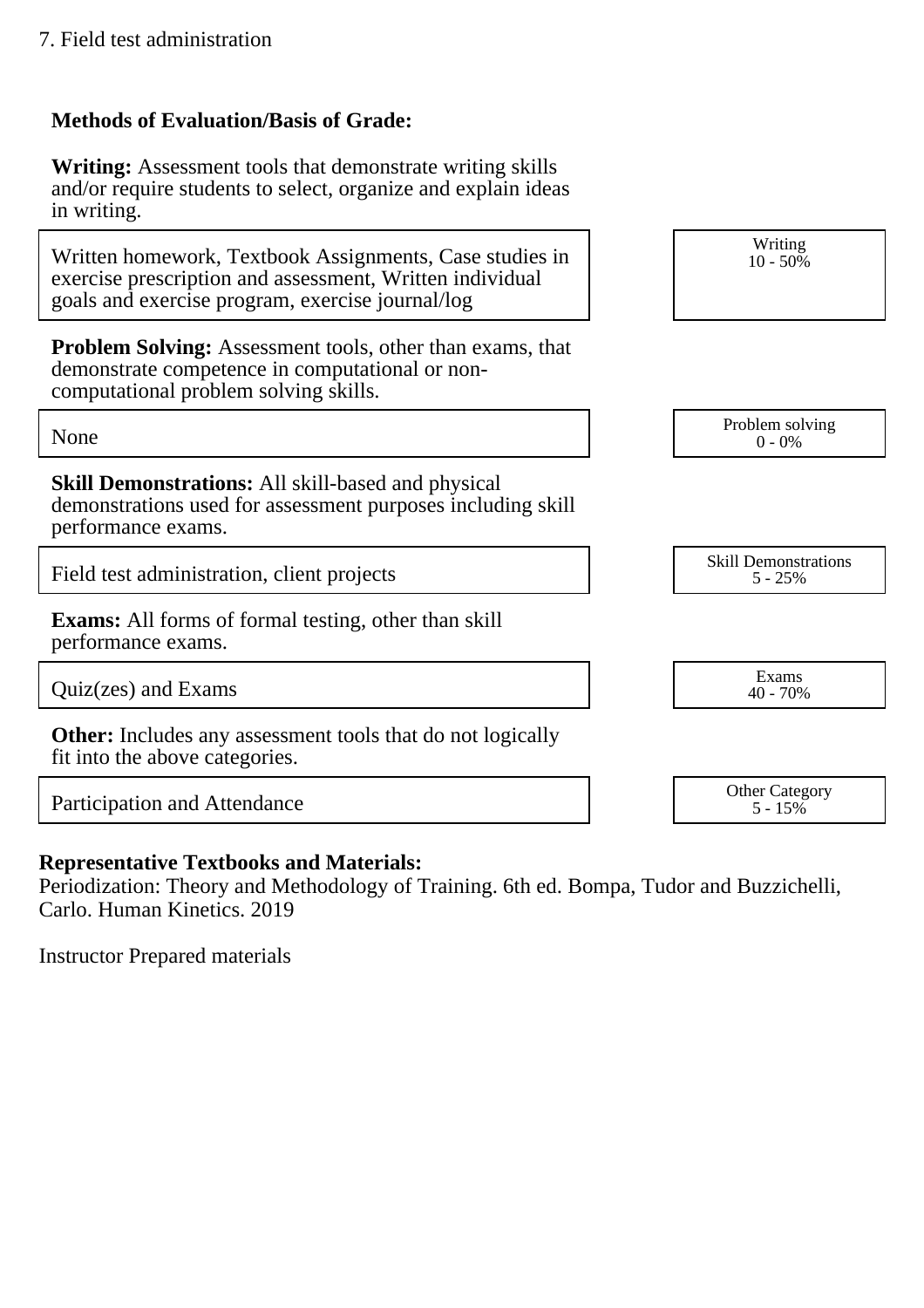7. Field test administration

**Methods of Evaluation/Basis of Grade:**

**Writing:** Assessment tools that demonstrate writing skills and/or require students to select, organize and explain ideas in writing.

| | |
|---|---|
| Written homework, Textbook Assignments, Case studies in exercise prescription and assessment, Written individual goals and exercise program, exercise journal/log | Writing 10 - 50% |

**Problem Solving:** Assessment tools, other than exams, that demonstrate competence in computational or non-computational problem solving skills.

| | |
|---|---|
| None | Problem solving 0 - 0% |

**Skill Demonstrations:** All skill-based and physical demonstrations used for assessment purposes including skill performance exams.

| | |
|---|---|
| Field test administration, client projects | Skill Demonstrations 5 - 25% |

**Exams:** All forms of formal testing, other than skill performance exams.

| | |
|---|---|
| Quiz(zes) and Exams | Exams 40 - 70% |

**Other:** Includes any assessment tools that do not logically fit into the above categories.

| | |
|---|---|
| Participation and Attendance | Other Category 5 - 15% |

**Representative Textbooks and Materials:**

Periodization: Theory and Methodology of Training. 6th ed. Bompa, Tudor and Buzzichelli, Carlo. Human Kinetics. 2019

Instructor Prepared materials